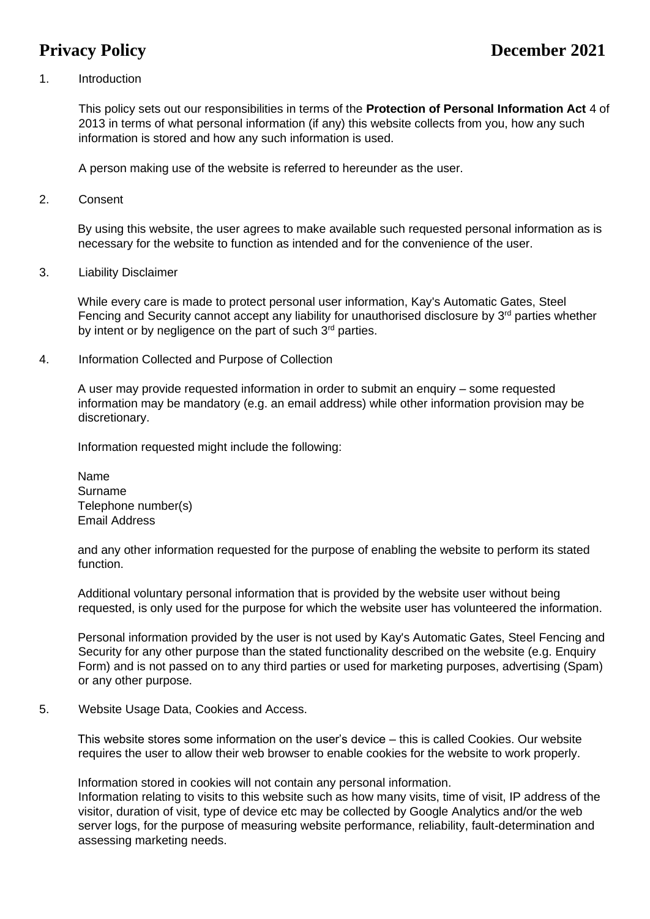# Privacy Policy

**December 2021**

1. Introduction

   This policy sets out our responsibilities in terms of the **Protection of Personal Information Act** 4 of 2013 in terms of what personal information (if any) this website collects from you, how any such information is stored and how any such information is used.

   A person making use of the website is referred to hereunder as the user.

2. Consent

   By using this website, the user agrees to make available such requested personal information as is necessary for the website to function as intended and for the convenience of the user.

3. Liability Disclaimer

   While every care is made to protect personal user information, Kay's Automatic Gates, Steel Fencing and Security cannot accept any liability for unauthorised disclosure by 3rd parties whether by intent or by negligence on the part of such 3rd parties.

4. Information Collected and Purpose of Collection

   A user may provide requested information in order to submit an enquiry – some requested information may be mandatory (e.g. an email address) while other information provision may be discretionary.

   Information requested might include the following:

   Name
   Surname
   Telephone number(s)
   Email Address

   and any other information requested for the purpose of enabling the website to perform its stated function.

   Additional voluntary personal information that is provided by the website user without being requested, is only used for the purpose for which the website user has volunteered the information.

   Personal information provided by the user is not used by Kay's Automatic Gates, Steel Fencing and Security for any other purpose than the stated functionality described on the website (e.g. Enquiry Form) and is not passed on to any third parties or used for marketing purposes, advertising (Spam) or any other purpose.

5. Website Usage Data, Cookies and Access.

   This website stores some information on the user's device – this is called Cookies. Our website requires the user to allow their web browser to enable cookies for the website to work properly.

   Information stored in cookies will not contain any personal information.
   Information relating to visits to this website such as how many visits, time of visit, IP address of the visitor, duration of visit, type of device etc may be collected by Google Analytics and/or the web server logs, for the purpose of measuring website performance, reliability, fault-determination and assessing marketing needs.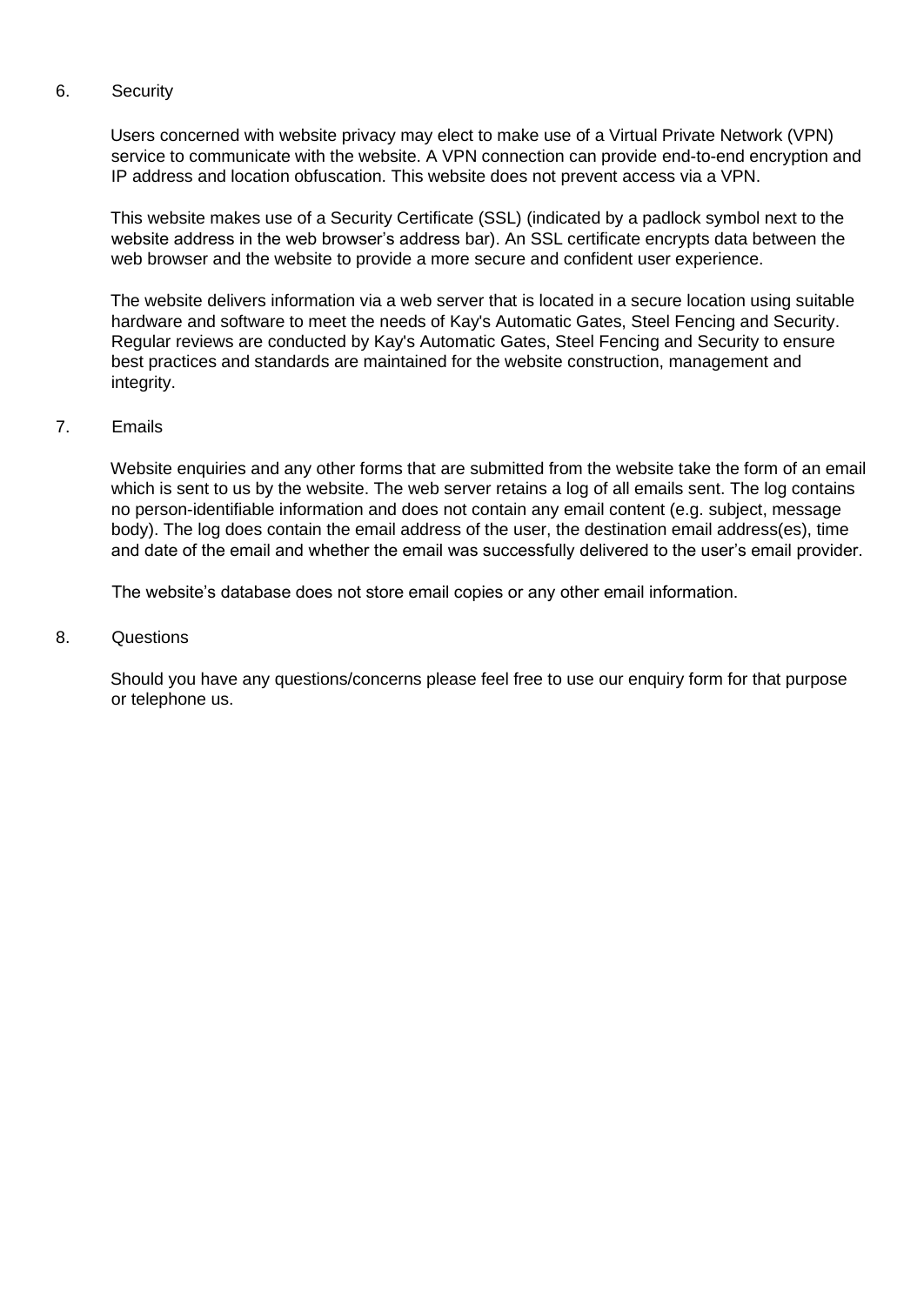## 6. Security

Users concerned with website privacy may elect to make use of a Virtual Private Network (VPN) service to communicate with the website. A VPN connection can provide end-to-end encryption and IP address and location obfuscation. This website does not prevent access via a VPN.

This website makes use of a Security Certificate (SSL) (indicated by a padlock symbol next to the website address in the web browser's address bar). An SSL certificate encrypts data between the web browser and the website to provide a more secure and confident user experience.

The website delivers information via a web server that is located in a secure location using suitable hardware and software to meet the needs of Kay's Automatic Gates, Steel Fencing and Security. Regular reviews are conducted by Kay's Automatic Gates, Steel Fencing and Security to ensure best practices and standards are maintained for the website construction, management and integrity.

## 7. Emails

Website enquiries and any other forms that are submitted from the website take the form of an email which is sent to us by the website. The web server retains a log of all emails sent. The log contains no person-identifiable information and does not contain any email content (e.g. subject, message body). The log does contain the email address of the user, the destination email address(es), time and date of the email and whether the email was successfully delivered to the user's email provider.

The website's database does not store email copies or any other email information.

## 8. Questions

Should you have any questions/concerns please feel free to use our enquiry form for that purpose or telephone us.